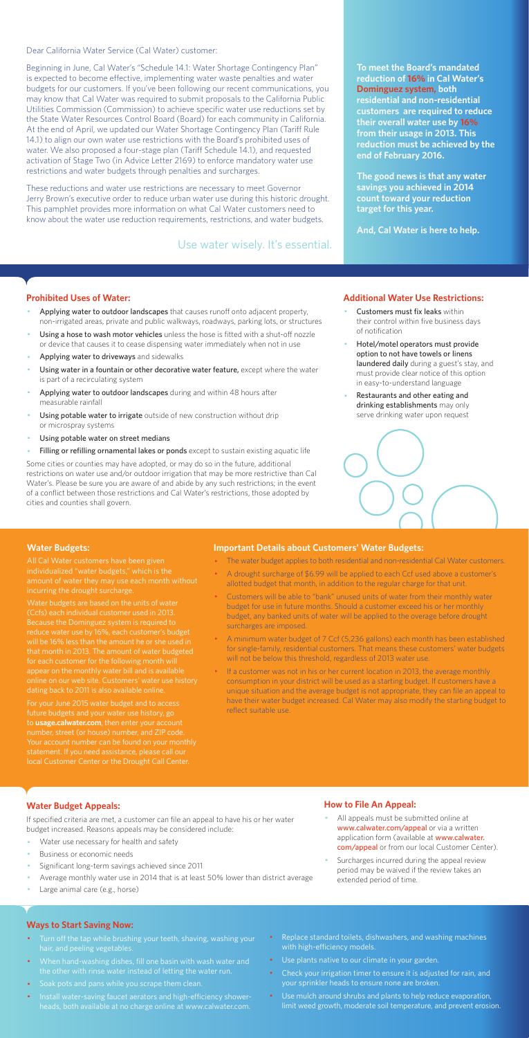Dear California Water Service (Cal Water) customer:

Beginning in June, Cal Water's "Schedule 14.1: Water Shortage Contingency Plan" is expected to become effective, implementing water waste penalties and water budgets for our customers. If you've been following our recent communications, you may know that Cal Water was required to submit proposals to the California Public Utilities Commission (Commission) to achieve specific water use reductions set by the State Water Resources Control Board (Board) for each community in California. At the end of April, we updated our Water Shortage Contingency Plan (Tariff Rule 14.1) to align our own water use restrictions with the Board's prohibited uses of water. We also proposed a four-stage plan (Tariff Schedule 14.1), and requested activation of Stage Two (in Advice Letter 2169) to enforce mandatory water use restrictions and water budgets through penalties and surcharges.

These reductions and water use restrictions are necessary to meet Governor Jerry Brown's executive order to reduce urban water use during this historic drought. This pamphlet provides more information on what Cal Water customers need to know about the water use reduction requirements, restrictions, and water budgets.

Use water wisely. It's essential.

**To meet the Board's mandated reduction of 16% in Cal Water's Dominguez system, both residential and non-residential customers are required to reduce their overall water use by 16% from their usage in 2013. This reduction must be achieved by the end of February 2016.**

**The good news is that any water savings you achieved in 2014 count toward your reduction target for this year.**

**And, Cal Water is here to help.**

## Prohibited Uses of Water:

- Applying water to outdoor landscapes that causes runoff onto adjacent property, non-irrigated areas, private and public walkways, roadways, parking lots, or structures
- Using a hose to wash motor vehicles unless the hose is fitted with a shut-off nozzle or device that causes it to cease dispensing water immediately when not in use
- Applying water to driveways and sidewalks
- Using water in a fountain or other decorative water feature, except where the water is part of a recirculating system
- Applying water to outdoor landscapes during and within 48 hours after measurable rainfall
- Using potable water to irrigate outside of new construction without drip or microspray systems
- Using potable water on street medians
- Filling or refilling ornamental lakes or ponds except to sustain existing aquatic life

Some cities or counties may have adopted, or may do so in the future, additional restrictions on water use and/or outdoor irrigation that may be more restrictive than Cal Water's. Please be sure you are aware of and abide by any such restrictions; in the event of a conflict between those restrictions and Cal Water's restrictions, those adopted by cities and counties shall govern.

## Additional Water Use Restrictions:

- Customers must fix leaks within their control within five business days of notification
- Hotel/motel operators must provide option to not have towels or linens laundered daily during a guest's stay, and must provide clear notice of this option in easy-to-understand language
- Restaurants and other eating and drinking establishments may only serve drinking water upon request

## Water Budgets:

All Cal Water customers have been given individualized "water budgets," which is the amount of water they may use each month without incurring the drought surcharge.

Water budgets are based on the units of water (Ccfs) each individual customer used in 2013. Because the Dominguez system is required to reduce water use by 16%, each customer's budget will be 16% less than the amount he or she used in that month in 2013. The amount of water budgeted for each customer for the following month will appear on the monthly water bill and is available online on our web site. Customers' water use history dating back to 2011 is also available online.

For your June 2015 water budget and to access future budgets and your water use history, go to **usage.calwater.com**, then enter your account number, street (or house) number, and ZIP code. Your account number can be found on your monthly statement. If you need assistance, please call our local Customer Center or the Drought Call Center.

## Important Details about Customers' Water Budgets:

- The water budget applies to both residential and non-residential Cal Water customers.
- A drought surcharge of $6.99 will be applied to each Ccf used above a customer's allotted budget that month, in addition to the regular charge for that unit.
- Customers will be able to "bank" unused units of water from their monthly water budget for use in future months. Should a customer exceed his or her monthly budget, any banked units of water will be applied to the overage before drought surcharges are imposed.
- A minimum water budget of 7 Ccf (5,236 gallons) each month has been established for single-family, residential customers. That means these customers' water budgets will not be below this threshold, regardless of 2013 water use.
- If a customer was not in his or her current location in 2013, the average monthly consumption in your district will be used as a starting budget. If customers have a unique situation and the average budget is not appropriate, they can file an appeal to have their water budget increased. Cal Water may also modify the starting budget to reflect suitable use.

## Water Budget Appeals:

If specified criteria are met, a customer can file an appeal to have his or her water budget increased. Reasons appeals may be considered include:

- Water use necessary for health and safety
- Business or economic needs
- Significant long-term savings achieved since 2011
- Average monthly water use in 2014 that is at least 50% lower than district average
- Large animal care (e.g., horse)

## How to File An Appeal:

- All appeals must be submitted online at www.calwater.com/appeal or via a written application form (available at www.calwater.com/appeal or from our local Customer Center).
- Surcharges incurred during the appeal review period may be waived if the review takes an extended period of time.

## Ways to Start Saving Now:

- Turn off the tap while brushing your teeth, shaving, washing your hair, and peeling vegetables.
- When hand-washing dishes, fill one basin with wash water and the other with rinse water instead of letting the water run.
- Soak pots and pans while you scrape them clean.
- Install water-saving faucet aerators and high-efficiency showerheads, both available at no charge online at www.calwater.com.
- Replace standard toilets, dishwashers, and washing machines with high-efficiency models.
- Use plants native to our climate in your garden.
- Check your irrigation timer to ensure it is adjusted for rain, and your sprinkler heads to ensure none are broken.
- Use mulch around shrubs and plants to help reduce evaporation, limit weed growth, moderate soil temperature, and prevent erosion.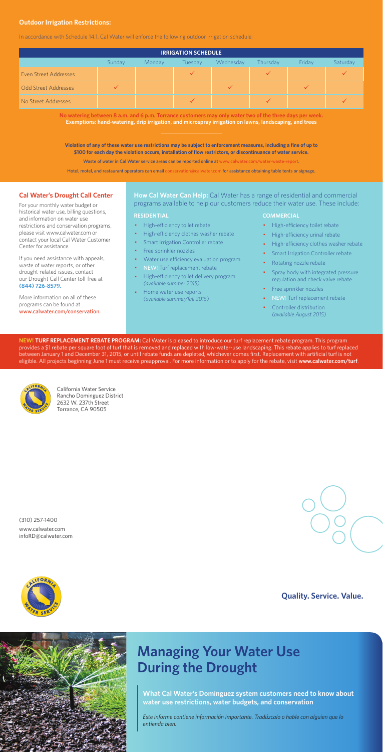**Outdoor Irrigation Restrictions:**

In accordance with Schedule 14.1, Cal Water will enforce the following outdoor irrigation schedule:

| IRRIGATION SCHEDULE | | | | | | | |
|---|---|---|---|---|---|---|---|
| | Sunday | Monday | Tuesday | Wednesday | Thursday | Friday | Saturday |
| Even Street Addresses | | | ✓ | | ✓ | | ✓ |
| Odd Street Addresses | ✓ | | | ✓ | | ✓ | |
| No Street Addresses | | | ✓ | | ✓ | | ✓ |

**No watering between 8 a.m. and 6 p.m. Torrance customers may only water two of the three days per week.**
**Exemptions: hand-watering, drip irrigation, and microspray irrigation on lawns, landscaping, and trees**

**Violation of any of these water use restrictions may be subject to enforcement measures, including a fine of up to $100 for each day the violation occurs, installation of flow restrictors, or discontinuance of water service.**

Waste of water in Cal Water service areas can be reported online at www.calwater.com/water-waste-report.

Hotel, motel, and restaurant operators can email conservation@calwater.com for assistance obtaining table tents or signage.

### Cal Water's Drought Call Center

For your monthly water budget or historical water use, billing questions, and information on water use restrictions and conservation programs, please visit www.calwater.com or contact your local Cal Water Customer Center for assistance.

If you need assistance with appeals, waste of water reports, or other drought-related issues, contact our Drought Call Center toll-free at **(844) 726-8579.**

More information on all of these programs can be found at www.calwater.com/conservation.

**How Cal Water Can Help:** Cal Water has a range of residential and commercial programs available to help our customers reduce their water use. These include:

**RESIDENTIAL**

- High-efficiency toilet rebate
- High-efficiency clothes washer rebate
- Smart Irrigation Controller rebate
- Free sprinkler nozzles
- Water use efficiency evaluation program
- NEW! Turf replacement rebate
- High-efficiency toilet delivery program *(available summer 2015)*
- Home water use reports *(available summer/fall 2015)*

**COMMERCIAL**

- High-efficiency toilet rebate
- High-efficiency urinal rebate
- High-efficiency clothes washer rebate
- Smart Irrigation Controller rebate
- Rotating nozzle rebate
- Spray body with integrated pressure regulation and check valve rebate
- Free sprinkler nozzles
- NEW! Turf replacement rebate
- Controller distribution *(available August 2015)*

**NEW! TURF REPLACEMENT REBATE PROGRAM:** Cal Water is pleased to introduce our turf replacement rebate program. This program provides a $1 rebate per square foot of turf that is removed and replaced with low-water-use landscaping. This rebate applies to turf replaced between January 1 and December 31, 2015, or until rebate funds are depleted, whichever comes first. Replacement with artificial turf is not eligible. All projects beginning June 1 must receive preapproval. For more information or to apply for the rebate, visit **www.calwater.com/turf**.

California Water Service
Rancho Dominguez District
2632 W. 237th Street
Torrance, CA 90505

(310) 257-1400
www.calwater.com
infoRD@calwater.com

**Quality. Service. Value.**

# Managing Your Water Use During the Drought

**What Cal Water's Dominguez system customers need to know about water use restrictions, water budgets, and conservation**

*Este informe contiene información importante. Tradúzcalo o hable con alguien que lo entienda bien.*